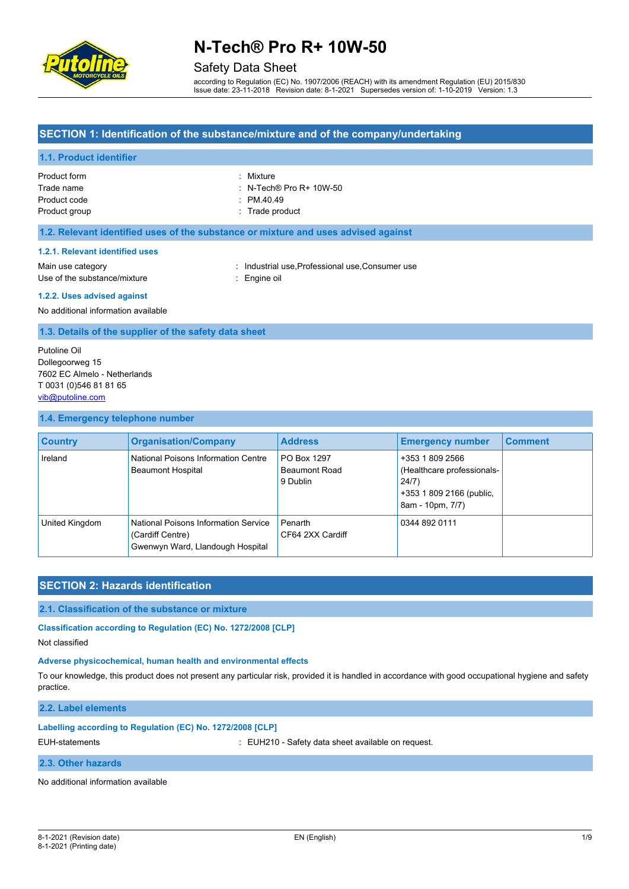# N-Tech® Pro R+ 10W-50

Safety Data Sheet

according to Regulation (EC) No. 1907/2006 (REACH) with its amendment Regulation (EU) 2015/830
Issue date: 23-11-2018 Revision date: 8-1-2021 Supersedes version of: 1-10-2019 Version: 1.3

## SECTION 1: Identification of the substance/mixture and of the company/undertaking

### 1.1. Product identifier

Product form : Mixture
Trade name : N-Tech® Pro R+ 10W-50
Product code : PM.40.49
Product group : Trade product

### 1.2. Relevant identified uses of the substance or mixture and uses advised against

#### 1.2.1. Relevant identified uses

Main use category : Industrial use,Professional use,Consumer use
Use of the substance/mixture : Engine oil

#### 1.2.2. Uses advised against

No additional information available

### 1.3. Details of the supplier of the safety data sheet

Putoline Oil
Dollegoorweg 15
7602 EC Almelo - Netherlands
T 0031 (0)546 81 81 65
vib@putoline.com

### 1.4. Emergency telephone number

| Country | Organisation/Company | Address | Emergency number | Comment |
|---|---|---|---|---|
| Ireland | National Poisons Information Centre Beaumont Hospital | PO Box 1297 Beaumont Road 9 Dublin | +353 1 809 2566 (Healthcare professionals-24/7) +353 1 809 2166 (public, 8am - 10pm, 7/7) | |
| United Kingdom | National Poisons Information Service (Cardiff Centre) Gwenwyn Ward, Llandough Hospital | Penarth CF64 2XX Cardiff | 0344 892 0111 | |

## SECTION 2: Hazards identification

### 2.1. Classification of the substance or mixture

#### Classification according to Regulation (EC) No. 1272/2008 [CLP]

Not classified

#### Adverse physicochemical, human health and environmental effects

To our knowledge, this product does not present any particular risk, provided it is handled in accordance with good occupational hygiene and safety practice.

### 2.2. Label elements

#### Labelling according to Regulation (EC) No. 1272/2008 [CLP]

EUH-statements : EUH210 - Safety data sheet available on request.

### 2.3. Other hazards

No additional information available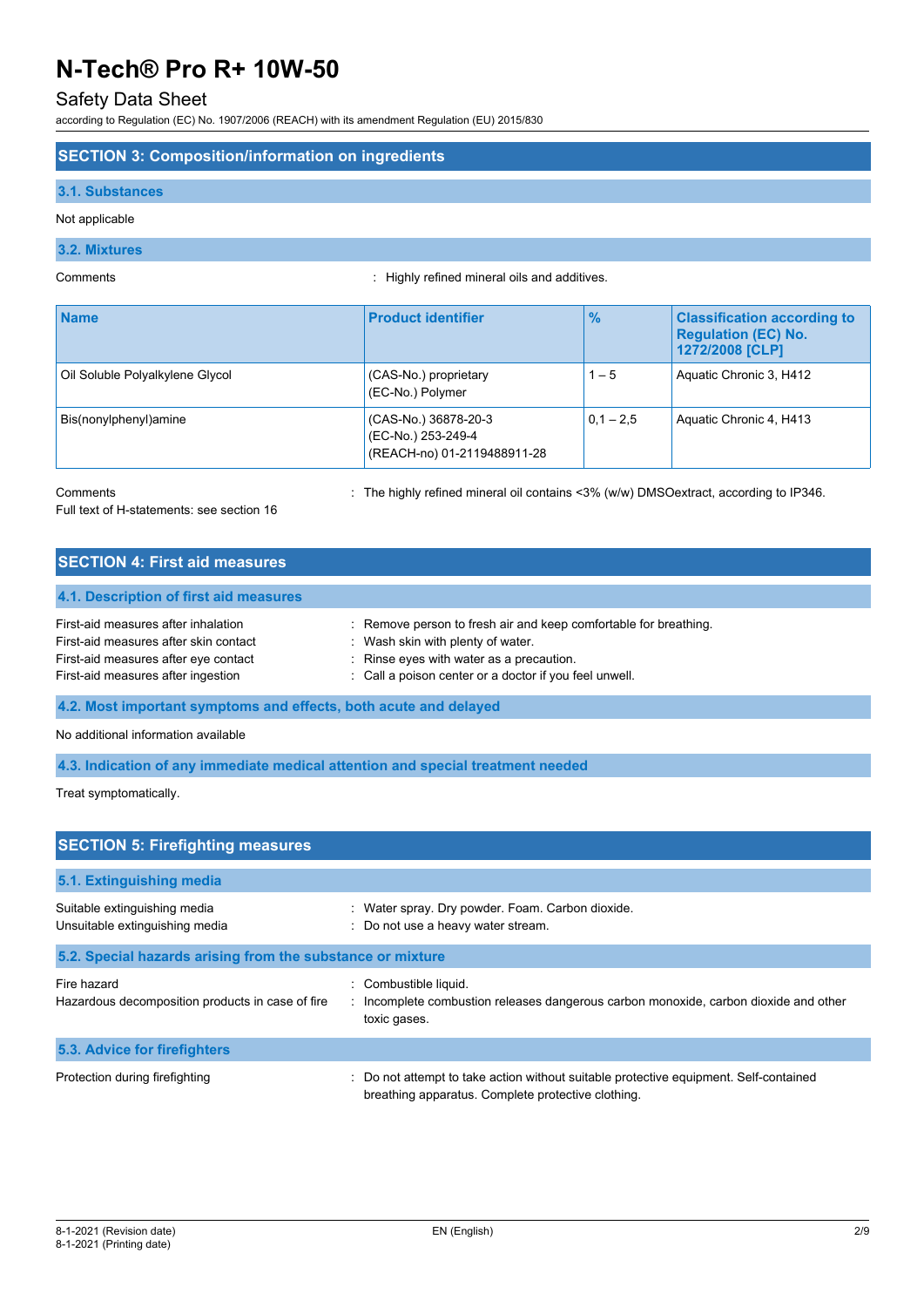## SECTION 3: Composition/information on ingredients

### 3.1. Substances

Not applicable

### 3.2. Mixtures

Comments : Highly refined mineral oils and additives.

| Name | Product identifier | % | Classification according to Regulation (EC) No. 1272/2008 [CLP] |
|---|---|---|---|
| Oil Soluble Polyalkylene Glycol | (CAS-No.) proprietary<br>(EC-No.) Polymer | 1 – 5 | Aquatic Chronic 3, H412 |
| Bis(nonylphenyl)amine | (CAS-No.) 36878-20-3<br>(EC-No.) 253-249-4<br>(REACH-no) 01-2119488911-28 | 0,1 – 2,5 | Aquatic Chronic 4, H413 |

Comments : The highly refined mineral oil contains <3% (w/w) DMSOextract, according to IP346.

Full text of H-statements: see section 16

## SECTION 4: First aid measures

### 4.1. Description of first aid measures

First-aid measures after inhalation : Remove person to fresh air and keep comfortable for breathing.
First-aid measures after skin contact : Wash skin with plenty of water.
First-aid measures after eye contact : Rinse eyes with water as a precaution.
First-aid measures after ingestion : Call a poison center or a doctor if you feel unwell.

### 4.2. Most important symptoms and effects, both acute and delayed

No additional information available

### 4.3. Indication of any immediate medical attention and special treatment needed

Treat symptomatically.

## SECTION 5: Firefighting measures

### 5.1. Extinguishing media

Suitable extinguishing media : Water spray. Dry powder. Foam. Carbon dioxide.
Unsuitable extinguishing media : Do not use a heavy water stream.

### 5.2. Special hazards arising from the substance or mixture

Fire hazard : Combustible liquid.
Hazardous decomposition products in case of fire : Incomplete combustion releases dangerous carbon monoxide, carbon dioxide and other toxic gases.

### 5.3. Advice for firefighters

Protection during firefighting : Do not attempt to take action without suitable protective equipment. Self-contained breathing apparatus. Complete protective clothing.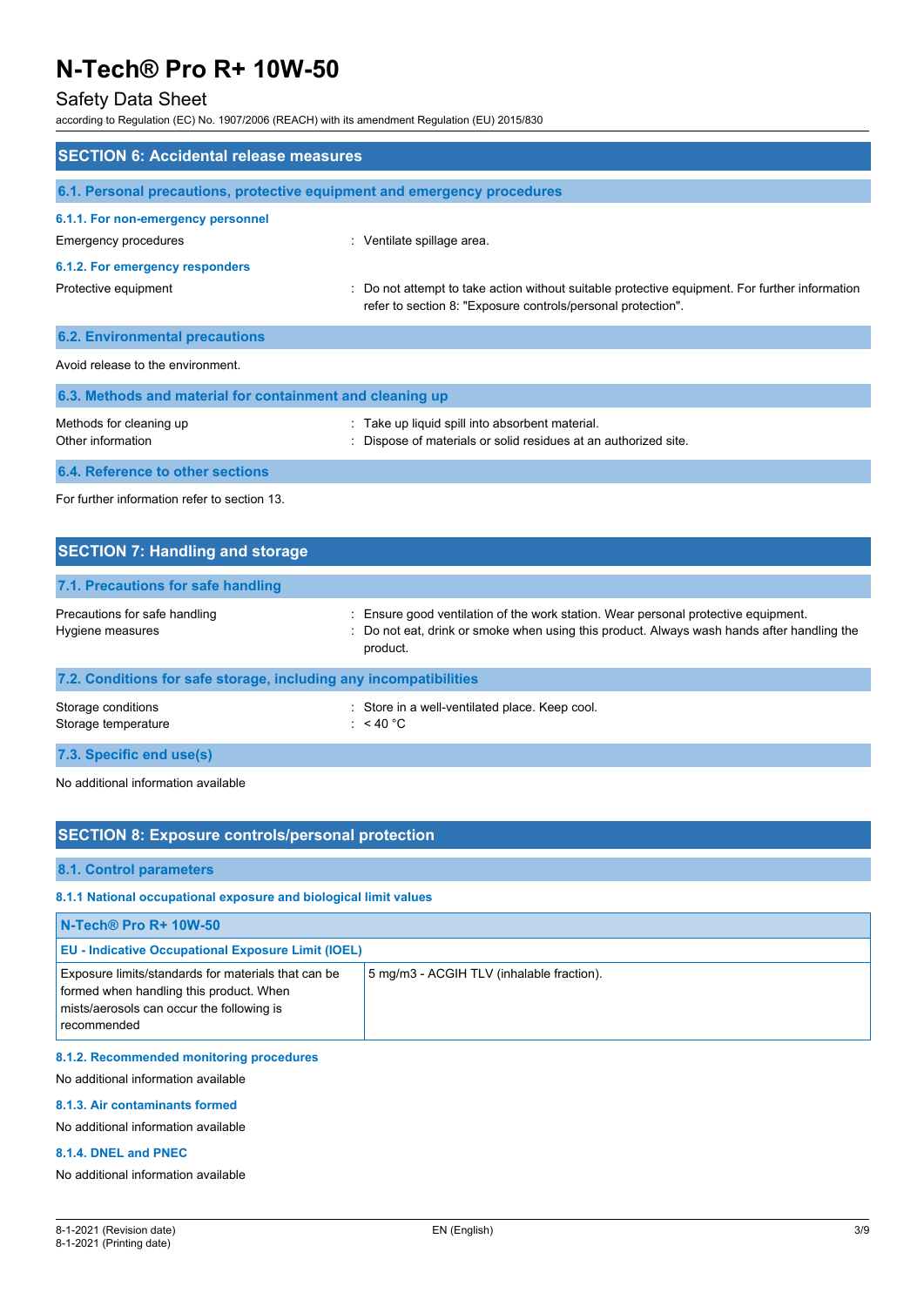## SECTION 6: Accidental release measures

### 6.1. Personal precautions, protective equipment and emergency procedures

#### 6.1.1. For non-emergency personnel

Emergency procedures : Ventilate spillage area.

#### 6.1.2. For emergency responders

Protective equipment : Do not attempt to take action without suitable protective equipment. For further information refer to section 8: "Exposure controls/personal protection".

### 6.2. Environmental precautions

Avoid release to the environment.

### 6.3. Methods and material for containment and cleaning up

Methods for cleaning up : Take up liquid spill into absorbent material.
Other information : Dispose of materials or solid residues at an authorized site.

### 6.4. Reference to other sections

For further information refer to section 13.

## SECTION 7: Handling and storage

### 7.1. Precautions for safe handling

Precautions for safe handling : Ensure good ventilation of the work station. Wear personal protective equipment.
Hygiene measures : Do not eat, drink or smoke when using this product. Always wash hands after handling the product.

### 7.2. Conditions for safe storage, including any incompatibilities

Storage conditions : Store in a well-ventilated place. Keep cool.
Storage temperature : < 40 °C

### 7.3. Specific end use(s)

No additional information available

## SECTION 8: Exposure controls/personal protection

### 8.1. Control parameters

#### 8.1.1 National occupational exposure and biological limit values

| N-Tech® Pro R+ 10W-50 | |
|---|---|
| **EU - Indicative Occupational Exposure Limit (IOEL)** | |
| Exposure limits/standards for materials that can be formed when handling this product. When mists/aerosols can occur the following is recommended | 5 mg/m3 - ACGIH TLV (inhalable fraction). |

#### 8.1.2. Recommended monitoring procedures

No additional information available

#### 8.1.3. Air contaminants formed

No additional information available

#### 8.1.4. DNEL and PNEC

No additional information available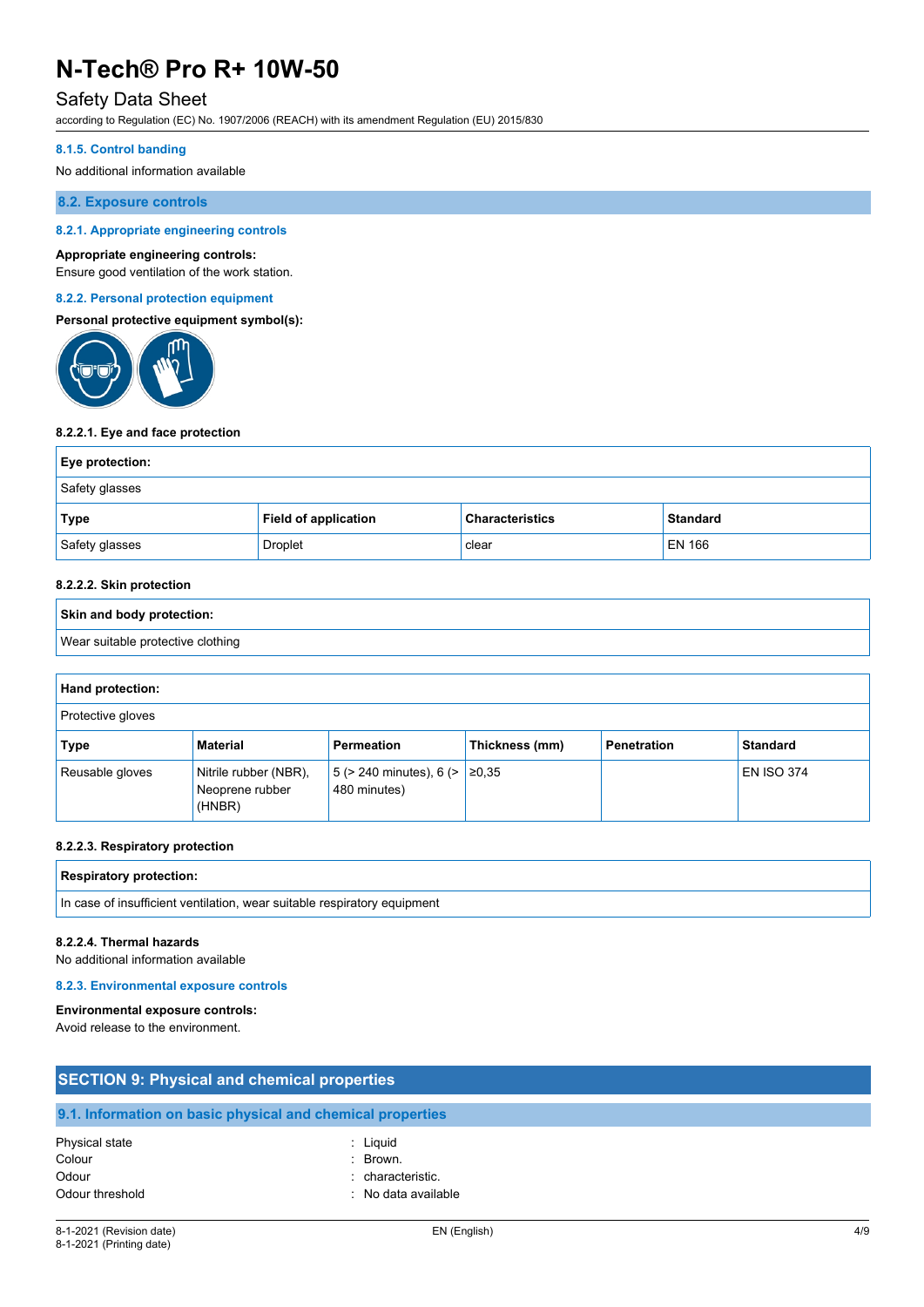#### 8.1.5. Control banding

No additional information available

### 8.2. Exposure controls

#### 8.2.1. Appropriate engineering controls

**Appropriate engineering controls:**
Ensure good ventilation of the work station.

#### 8.2.2. Personal protection equipment

**Personal protective equipment symbol(s):**

##### 8.2.2.1. Eye and face protection

| Eye protection: | | | |
|---|---|---|---|
| Safety glasses | | | |
| **Type** | **Field of application** | **Characteristics** | **Standard** |
| Safety glasses | Droplet | clear | EN 166 |

##### 8.2.2.2. Skin protection

| Skin and body protection: |
|---|
| Wear suitable protective clothing |

| Hand protection: | | | | | |
|---|---|---|---|---|---|
| Protective gloves | | | | | |
| **Type** | **Material** | **Permeation** | **Thickness (mm)** | **Penetration** | **Standard** |
| Reusable gloves | Nitrile rubber (NBR), Neoprene rubber (HNBR) | 5 (> 240 minutes), 6 (> 480 minutes) | ≥0,35 | | EN ISO 374 |

##### 8.2.2.3. Respiratory protection

| Respiratory protection: |
|---|
| In case of insufficient ventilation, wear suitable respiratory equipment |

##### 8.2.2.4. Thermal hazards

No additional information available

#### 8.2.3. Environmental exposure controls

**Environmental exposure controls:**
Avoid release to the environment.

## SECTION 9: Physical and chemical properties

### 9.1. Information on basic physical and chemical properties

| | |
|---|---|
| Physical state | : Liquid |
| Colour | : Brown. |
| Odour | : characteristic. |
| Odour threshold | : No data available |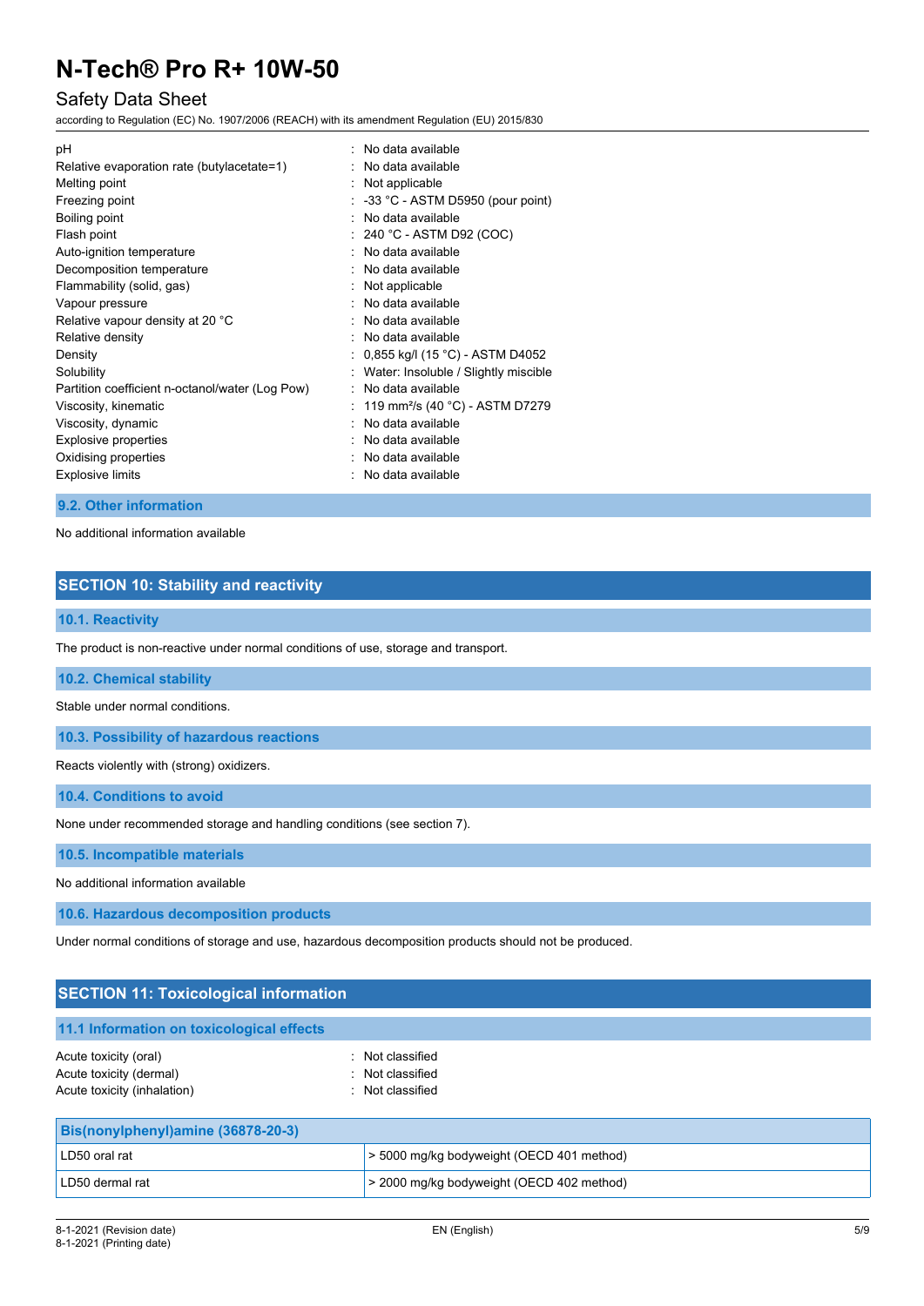| | |
|---|---|
| pH | : No data available |
| Relative evaporation rate (butylacetate=1) | : No data available |
| Melting point | : Not applicable |
| Freezing point | : -33 °C - ASTM D5950 (pour point) |
| Boiling point | : No data available |
| Flash point | : 240 °C - ASTM D92 (COC) |
| Auto-ignition temperature | : No data available |
| Decomposition temperature | : No data available |
| Flammability (solid, gas) | : Not applicable |
| Vapour pressure | : No data available |
| Relative vapour density at 20 °C | : No data available |
| Relative density | : No data available |
| Density | : 0,855 kg/l (15 °C) - ASTM D4052 |
| Solubility | : Water: Insoluble / Slightly miscible |
| Partition coefficient n-octanol/water (Log Pow) | : No data available |
| Viscosity, kinematic | : 119 $mm^2/s$ (40 °C) - ASTM D7279 |
| Viscosity, dynamic | : No data available |
| Explosive properties | : No data available |
| Oxidising properties | : No data available |
| Explosive limits | : No data available |

### 9.2. Other information

No additional information available

## SECTION 10: Stability and reactivity

### 10.1. Reactivity

The product is non-reactive under normal conditions of use, storage and transport.

### 10.2. Chemical stability

Stable under normal conditions.

### 10.3. Possibility of hazardous reactions

Reacts violently with (strong) oxidizers.

### 10.4. Conditions to avoid

None under recommended storage and handling conditions (see section 7).

### 10.5. Incompatible materials

No additional information available

### 10.6. Hazardous decomposition products

Under normal conditions of storage and use, hazardous decomposition products should not be produced.

## SECTION 11: Toxicological information

### 11.1 Information on toxicological effects

| | |
|---|---|
| Acute toxicity (oral) | : Not classified |
| Acute toxicity (dermal) | : Not classified |
| Acute toxicity (inhalation) | : Not classified |

| Bis(nonylphenyl)amine (36878-20-3) | |
|---|---|
| LD50 oral rat | > 5000 mg/kg bodyweight (OECD 401 method) |
| LD50 dermal rat | > 2000 mg/kg bodyweight (OECD 402 method) |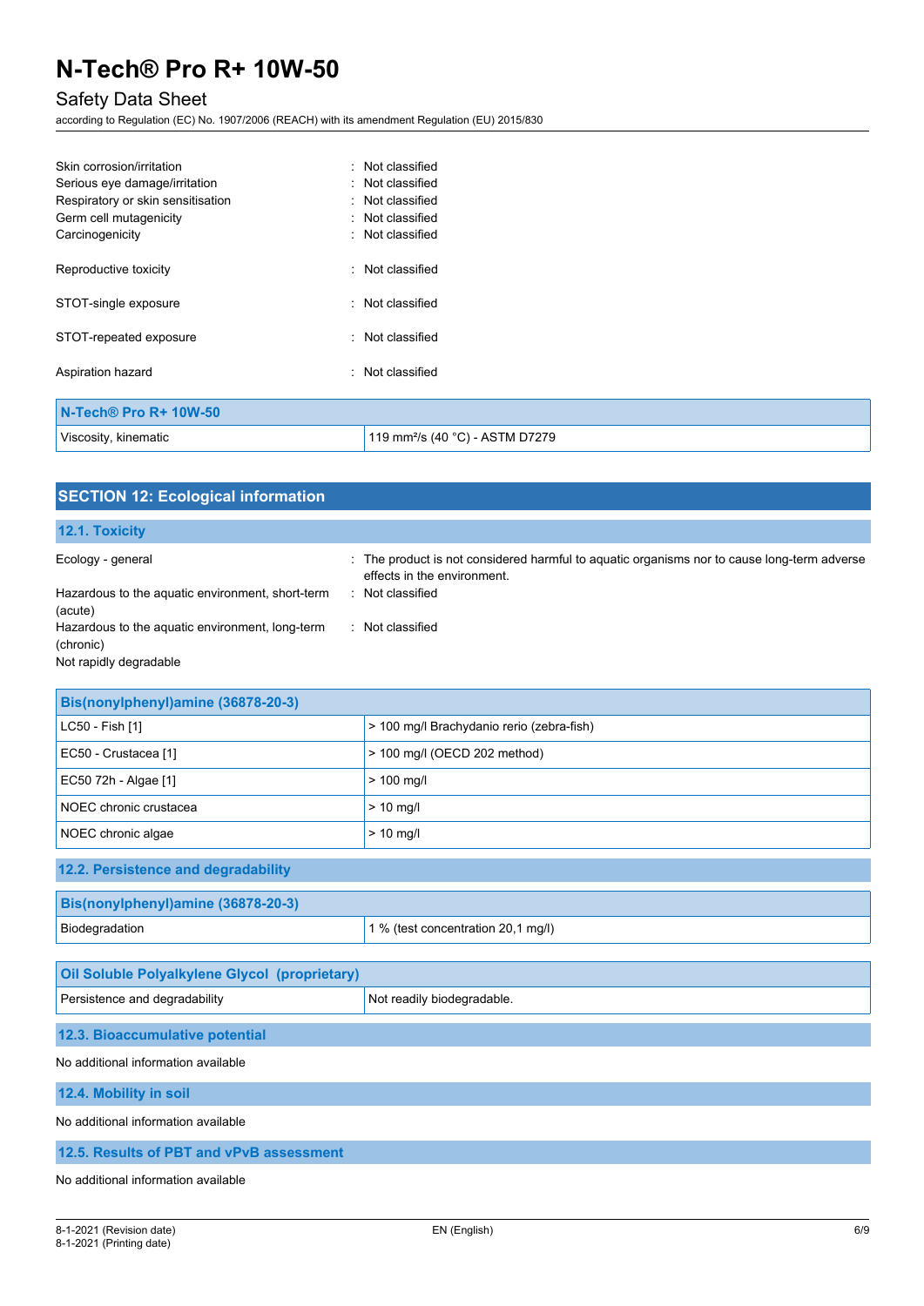Skin corrosion/irritation : Not classified
Serious eye damage/irritation : Not classified
Respiratory or skin sensitisation : Not classified
Germ cell mutagenicity : Not classified
Carcinogenicity : Not classified

Reproductive toxicity : Not classified

STOT-single exposure : Not classified

STOT-repeated exposure : Not classified

Aspiration hazard : Not classified

| N-Tech® Pro R+ 10W-50 | |
|---|---|
| Viscosity, kinematic | 119 mm²/s (40 °C) - ASTM D7279 |

## SECTION 12: Ecological information

### 12.1. Toxicity

Ecology - general : The product is not considered harmful to aquatic organisms nor to cause long-term adverse effects in the environment.

Hazardous to the aquatic environment, short-term (acute) : Not classified

Hazardous to the aquatic environment, long-term (chronic) : Not classified

Not rapidly degradable

| Bis(nonylphenyl)amine (36878-20-3) | |
|---|---|
| LC50 - Fish [1] | > 100 mg/l Brachydanio rerio (zebra-fish) |
| EC50 - Crustacea [1] | > 100 mg/l (OECD 202 method) |
| EC50 72h - Algae [1] | > 100 mg/l |
| NOEC chronic crustacea | > 10 mg/l |
| NOEC chronic algae | > 10 mg/l |

### 12.2. Persistence and degradability

| Bis(nonylphenyl)amine (36878-20-3) | |
|---|---|
| Biodegradation | 1 % (test concentration 20,1 mg/l) |

| Oil Soluble Polyalkylene Glycol (proprietary) | |
|---|---|
| Persistence and degradability | Not readily biodegradable. |

### 12.3. Bioaccumulative potential

No additional information available

### 12.4. Mobility in soil

No additional information available

### 12.5. Results of PBT and vPvB assessment

No additional information available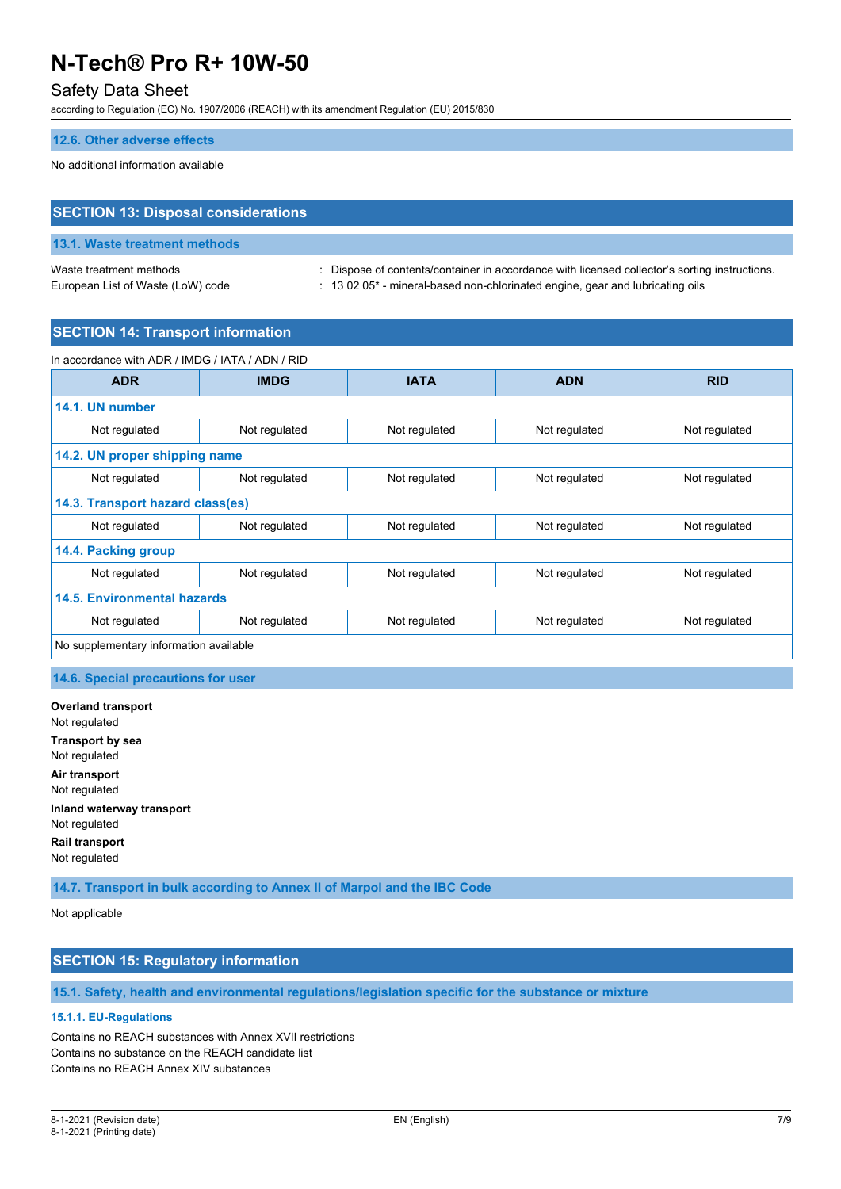#### 12.6. Other adverse effects

No additional information available

## SECTION 13: Disposal considerations

### 13.1. Waste treatment methods

Waste treatment methods : Dispose of contents/container in accordance with licensed collector's sorting instructions.
European List of Waste (LoW) code : 13 02 05* - mineral-based non-chlorinated engine, gear and lubricating oils

## SECTION 14: Transport information

In accordance with ADR / IMDG / IATA / ADN / RID

| ADR | IMDG | IATA | ADN | RID |
|---|---|---|---|---|
| **14.1. UN number** | | | | |
| Not regulated | Not regulated | Not regulated | Not regulated | Not regulated |
| **14.2. UN proper shipping name** | | | | |
| Not regulated | Not regulated | Not regulated | Not regulated | Not regulated |
| **14.3. Transport hazard class(es)** | | | | |
| Not regulated | Not regulated | Not regulated | Not regulated | Not regulated |
| **14.4. Packing group** | | | | |
| Not regulated | Not regulated | Not regulated | Not regulated | Not regulated |
| **14.5. Environmental hazards** | | | | |
| Not regulated | Not regulated | Not regulated | Not regulated | Not regulated |
| No supplementary information available | | | | |

### 14.6. Special precautions for user

**Overland transport**
Not regulated

**Transport by sea**
Not regulated

**Air transport**
Not regulated

**Inland waterway transport**
Not regulated

**Rail transport**
Not regulated

### 14.7. Transport in bulk according to Annex II of Marpol and the IBC Code

Not applicable

## SECTION 15: Regulatory information

### 15.1. Safety, health and environmental regulations/legislation specific for the substance or mixture

#### 15.1.1. EU-Regulations

Contains no REACH substances with Annex XVII restrictions
Contains no substance on the REACH candidate list
Contains no REACH Annex XIV substances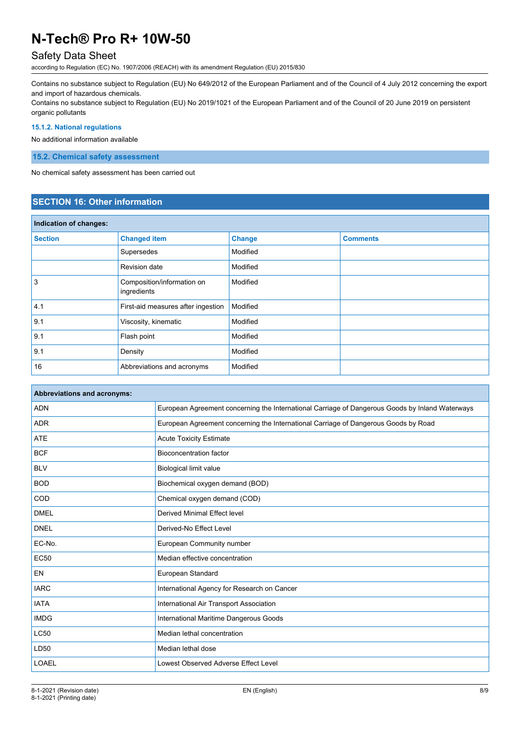Contains no substance subject to Regulation (EU) No 649/2012 of the European Parliament and of the Council of 4 July 2012 concerning the export and import of hazardous chemicals.
Contains no substance subject to Regulation (EU) No 2019/1021 of the European Parliament and of the Council of 20 June 2019 on persistent organic pollutants

#### 15.1.2. National regulations

No additional information available

### 15.2. Chemical safety assessment

No chemical safety assessment has been carried out

## SECTION 16: Other information

| Indication of changes: | | | |
|---|---|---|---|
| **Section** | **Changed item** | **Change** | **Comments** |
| | Supersedes | Modified | |
| | Revision date | Modified | |
| 3 | Composition/information on ingredients | Modified | |
| 4.1 | First-aid measures after ingestion | Modified | |
| 9.1 | Viscosity, kinematic | Modified | |
| 9.1 | Flash point | Modified | |
| 9.1 | Density | Modified | |
| 16 | Abbreviations and acronyms | Modified | |

| Abbreviations and acronyms: | |
|---|---|
| ADN | European Agreement concerning the International Carriage of Dangerous Goods by Inland Waterways |
| ADR | European Agreement concerning the International Carriage of Dangerous Goods by Road |
| ATE | Acute Toxicity Estimate |
| BCF | Bioconcentration factor |
| BLV | Biological limit value |
| BOD | Biochemical oxygen demand (BOD) |
| COD | Chemical oxygen demand (COD) |
| DMEL | Derived Minimal Effect level |
| DNEL | Derived-No Effect Level |
| EC-No. | European Community number |
| EC50 | Median effective concentration |
| EN | European Standard |
| IARC | International Agency for Research on Cancer |
| IATA | International Air Transport Association |
| IMDG | International Maritime Dangerous Goods |
| LC50 | Median lethal concentration |
| LD50 | Median lethal dose |
| LOAEL | Lowest Observed Adverse Effect Level |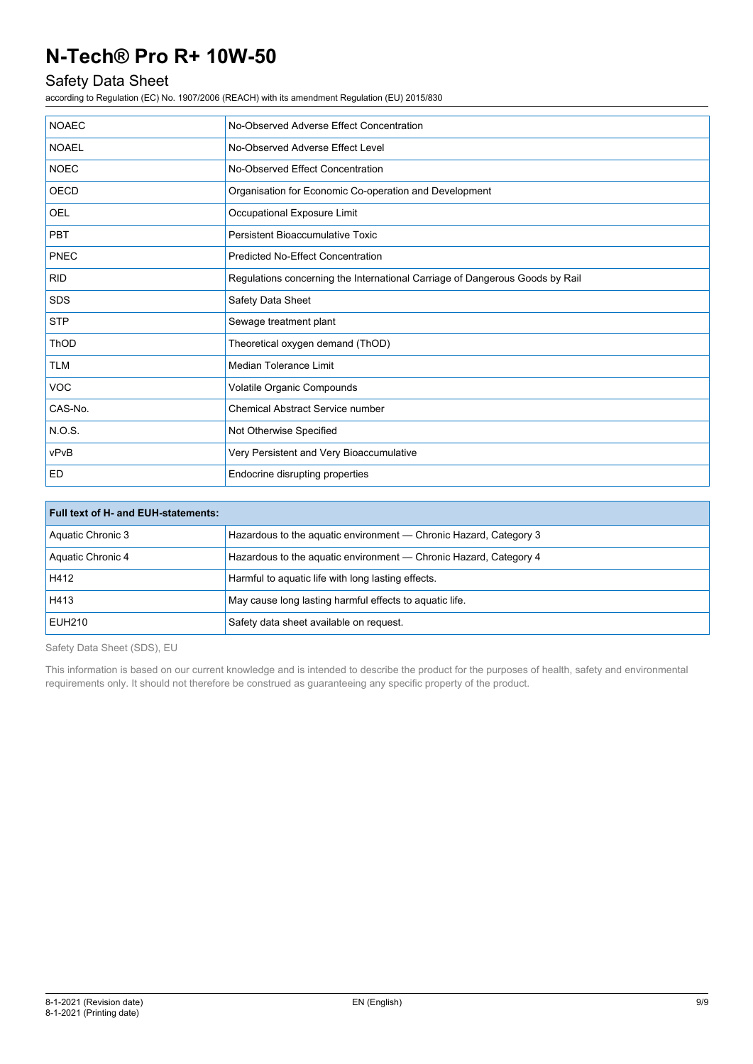| | |
|---|---|
| NOAEC | No-Observed Adverse Effect Concentration |
| NOAEL | No-Observed Adverse Effect Level |
| NOEC | No-Observed Effect Concentration |
| OECD | Organisation for Economic Co-operation and Development |
| OEL | Occupational Exposure Limit |
| PBT | Persistent Bioaccumulative Toxic |
| PNEC | Predicted No-Effect Concentration |
| RID | Regulations concerning the International Carriage of Dangerous Goods by Rail |
| SDS | Safety Data Sheet |
| STP | Sewage treatment plant |
| ThOD | Theoretical oxygen demand (ThOD) |
| TLM | Median Tolerance Limit |
| VOC | Volatile Organic Compounds |
| CAS-No. | Chemical Abstract Service number |
| N.O.S. | Not Otherwise Specified |
| vPvB | Very Persistent and Very Bioaccumulative |
| ED | Endocrine disrupting properties |

| **Full text of H- and EUH-statements:** | |
|---|---|
| Aquatic Chronic 3 | Hazardous to the aquatic environment — Chronic Hazard, Category 3 |
| Aquatic Chronic 4 | Hazardous to the aquatic environment — Chronic Hazard, Category 4 |
| H412 | Harmful to aquatic life with long lasting effects. |
| H413 | May cause long lasting harmful effects to aquatic life. |
| EUH210 | Safety data sheet available on request. |

Safety Data Sheet (SDS), EU

This information is based on our current knowledge and is intended to describe the product for the purposes of health, safety and environmental requirements only. It should not therefore be construed as guaranteeing any specific property of the product.